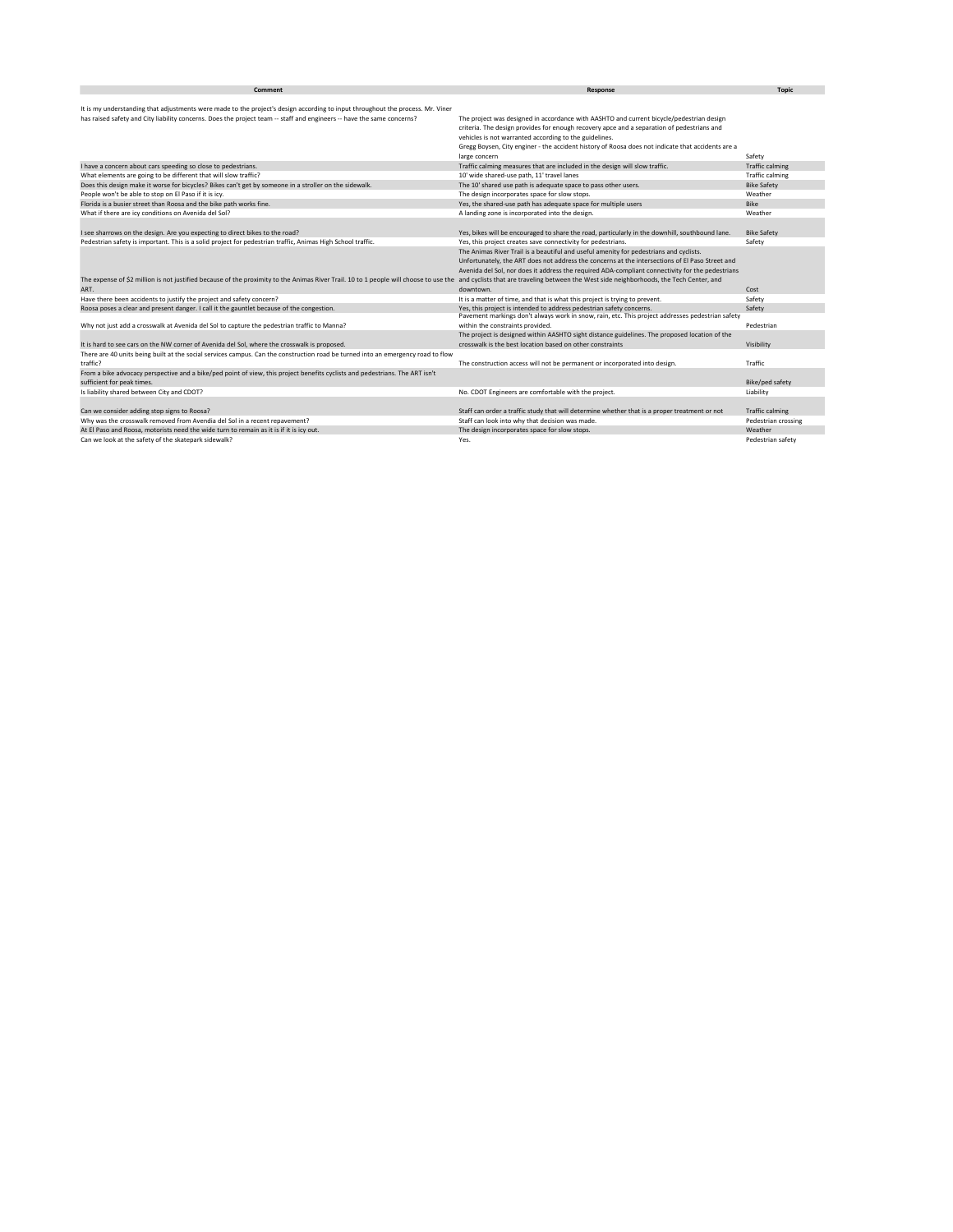| Comment | Response | Topic |
|---|---|---|
| It is my understanding that adjustments were made to the project's design according to input throughout the process. Mr. Viner has raised safety and City liability concerns. Does the project team -- staff and engineers -- have the same concerns? | The project was designed in accordance with AASHTO and current bicycle/pedestrian design criteria. The design provides for enough recovery apce and a separation of pedestrians and vehicles is not warranted according to the guidelines. Gregg Boysen, City enginer - the accident history of Roosa does not indicate that accidents are a large concern | Safety |
| I have a concern about cars speeding so close to pedestrians. | Traffic calming measures that are included in the design will slow traffic. | Traffic calming |
| What elements are going to be different that will slow traffic? | 10' wide shared-use path, 11' travel lanes | Traffic calming |
| Does this design make it worse for bicycles? Bikes can't get by someone in a stroller on the sidewalk. | The 10' shared use path is adequate space to pass other users. | Bike Safety |
| People won't be able to stop on El Paso if it is icy. | The design incorporates space for slow stops. | Weather |
| Florida is a busier street than Roosa and the bike path works fine. | Yes, the shared-use path has adequate space for multiple users | Bike |
| What if there are icy conditions on Avenida del Sol? | A landing zone is incorporated into the design. | Weather |
| I see sharrows on the design. Are you expecting to direct bikes to the road? | Yes, bikes will be encouraged to share the road, particularly in the downhill, southbound lane. | Bike Safety |
| Pedestrian safety is important. This is a solid project for pedestrian traffic, Animas High School traffic. | Yes, this project creates save connectivity for pedestrians. | Safety |
| The expense of $2 million is not justified because of the proximity to the Animas River Trail. 10 to 1 people will choose to use the ART. | The Animas River Trail is a beautiful and useful amenity for pedestrians and cyclists. Unfortunately, the ART does not address the concerns at the intersections of El Paso Street and Avenida del Sol, nor does it address the required ADA-compliant connectivity for the pedestrians and cyclists that are traveling between the West side neighborhoods, the Tech Center, and downtown. | Cost |
| Have there been accidents to justify the project and safety concern? | It is a matter of time, and that is what this project is trying to prevent. | Safety |
| Roosa poses a clear and present danger. I call it the gauntlet because of the congestion. | Yes, this project is intended to address pedestrian safety concerns. | Safety |
| Why not just add a crosswalk at Avenida del Sol to capture the pedestrian traffic to Manna? | Pavement markings don't always work in snow, rain, etc. This project addresses pedestrian safety within the constraints provided. | Pedestrian |
| It is hard to see cars on the NW corner of Avenida del Sol, where the crosswalk is proposed. | The project is designed within AASHTO sight distance guidelines. The proposed location of the crosswalk is the best location based on other constraints | Visibility |
| There are 40 units being built at the social services campus. Can the construction road be turned into an emergency road to flow traffic? | The construction access will not be permanent or incorporated into design. | Traffic |
| From a bike advocacy perspective and a bike/ped point of view, this project benefits cyclists and pedestrians. The ART isn't sufficient for peak times. | | Bike/ped safety |
| Is liability shared between City and CDOT? | No. CDOT Engineers are comfortable with the project. | Liability |
| Can we consider adding stop signs to Roosa? | Staff can order a traffic study that will determine whether that is a proper treatment or not | Traffic calming |
| Why was the crosswalk removed from Avendia del Sol in a recent repavement? | Staff can look into why that decision was made. | Pedestrian crossing |
| At El Paso and Roosa, motorists need the wide turn to remain as it is if it is icy out. | The design incorporates space for slow stops. | Weather |
| Can we look at the safety of the skatepark sidewalk? | Yes. | Pedestrian safety |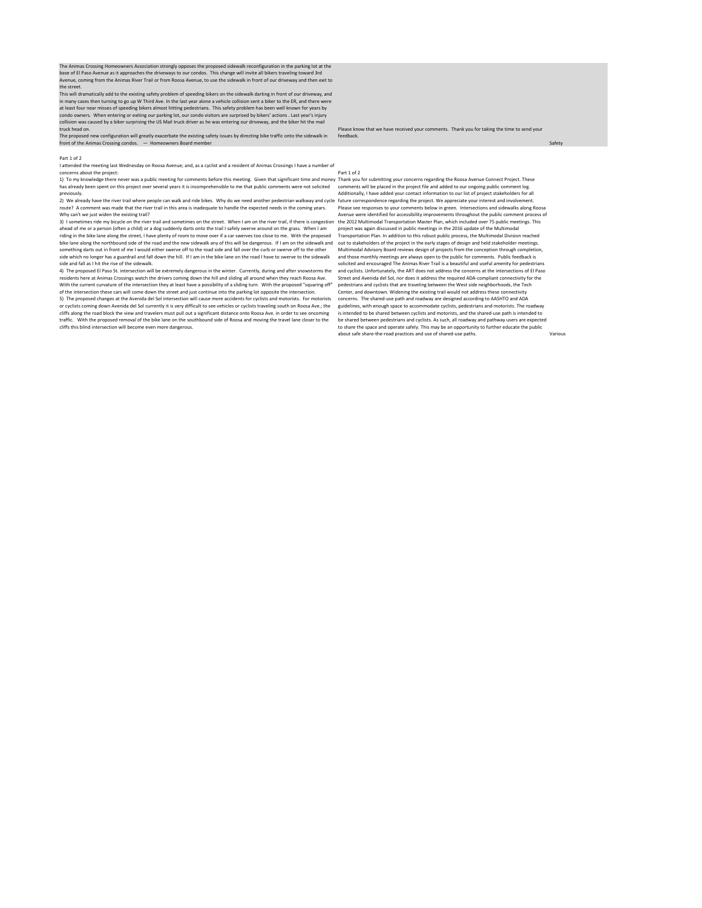| Comment | Response | Category |
| --- | --- | --- |
| The Animas Crossing Homeowners Association strongly opposes the proposed sidewalk reconfiguration in the parking lot at the base of El Paso Avenue as it approaches the driveways to our condos. This change will invite all bikers traveling toward 3rd Avenue, coming from the Animas River Trail or from Roosa Avenue, to use the sidewalk in front of our driveway and then exit to the street.<br>This will dramatically add to the existing safety problem of speeding bikers on the sidewalk darting in front of our driveway, and in many cases then turning to go up W Third Ave. In the last year alone a vehicle collision sent a biker to the ER, and there were at least four near misses of speeding bikers almost hitting pedestrians. This safety problem has been well known for years by condo owners. When entering or exiting our parking lot, our condo visitors are surprised by bikers' actions . Last year's injury collision was caused by a biker surprising the US Mail truck driver as he was entering our driveway, and the biker hit the mail truck head on.<br>The proposed new configuration will greatly exacerbate the existing safety issues by directing bike traffic onto the sidewalk in front of the Animas Crossing condos. — Homeowners Board member | Please know that we have received your comments. Thank you for taking the time to send your feedback. | Safety |
| Part 1 of 2<br>I attended the meeting last Wednesday on Roosa Avenue; and, as a cyclist and a resident of Animas Crossings I have a number of concerns about the project:<br>1) To my knowledge there never was a public meeting for comments before this meeting. Given that significant time and money has already been spent on this project over several years it is incomprehensible to me that public comments were not solicited previously.<br>2) We already have the river trail where people can walk and ride bikes. Why do we need another pedestrian walkway and cycle route? A comment was made that the river trail in this area is inadequate to handle the expected needs in the coming years. Why can't we just widen the existing trail?<br>3) I sometimes ride my bicycle on the river trail and sometimes on the street. When I am on the river trail, if there is congestion ahead of me or a person (often a child) or a dog suddenly darts onto the trail I safely swerve around on the grass. When I am riding in the bike lane along the street, I have plenty of room to move over if a car swerves too close to me. With the proposed bike lane along the northbound side of the road and the new sidewalk any of this will be dangerous. If I am on the sidewalk and something darts out in front of me I would either swerve off to the road side and fall over the curb or swerve off to the other side which no longer has a guardrail and fall down the hill. If I am in the bike lane on the road I have to swerve to the sidewalk side and fall as I hit the rise of the sidewalk.<br>4) The proposed El Paso St. intersection will be extremely dangerous in the winter. Currently, during and after snowstorms the residents here at Animas Crossings watch the drivers coming down the hill and sliding all around when they reach Roosa Ave. With the current curvature of the intersection they at least have a possibility of a sliding turn. With the proposed "squaring off" of the intersection these cars will come down the street and just continue into the parking lot opposite the intersection.<br>5) The proposed changes at the Avenida del Sol intersection will cause more accidents for cyclists and motorists. For motorists or cyclists coming down Avenida del Sol currently it is very difficult to see vehicles or cyclists traveling south on Roosa Ave.; the cliffs along the road block the view and travelers must pull out a significant distance onto Roosa Ave. in order to see oncoming traffic. With the proposed removal of the bike lane on the southbound side of Roosa and moving the travel lane closer to the cliffs this blind intersection will become even more dangerous. | Part 1 of 2<br>Thank you for submitting your concerns regarding the Roosa Avenue Connect Project. These comments will be placed in the project file and added to our ongoing public comment log. Additionally, I have added your contact information to our list of project stakeholders for all future correspondence regarding the project. We appreciate your interest and involvement.<br>Please see responses to your comments below in green. Intersections and sidewalks along Roosa Avenue were identified for accessibility improvements throughout the public comment process of the 2012 Multimodal Transportation Master Plan, which included over 75 public meetings. This project was again discussed in public meetings in the 2016 update of the Multimodal Transportation Plan. In addition to this robust public process, the Multimodal Division reached out to stakeholders of the project in the early stages of design and held stakeholder meetings. Multimodal Advisory Board reviews design of projects from the conception through completion, and those monthly meetings are always open to the public for comments. Public feedback is solicited and encouraged The Animas River Trail is a beautiful and useful amenity for pedestrians and cyclists. Unfortunately, the ART does not address the concerns at the intersections of El Paso Street and Avenida del Sol, nor does it address the required ADA-compliant connectivity for the pedestrians and cyclists that are traveling between the West side neighborhoods, the Tech Center, and downtown. Widening the existing trail would not address these connectivity concerns. The shared-use path and roadway are designed according to AASHTO and ADA guidelines, with enough space to accommodate cyclists, pedestrians and motorists. The roadway is intended to be shared between cyclists and motorists, and the shared-use path is intended to be shared between pedestrians and cyclists. As such, all roadway and pathway users are expected to share the space and operate safely. This may be an opportunity to further educate the public about safe share-the-road practices and use of shared-use paths. | Various |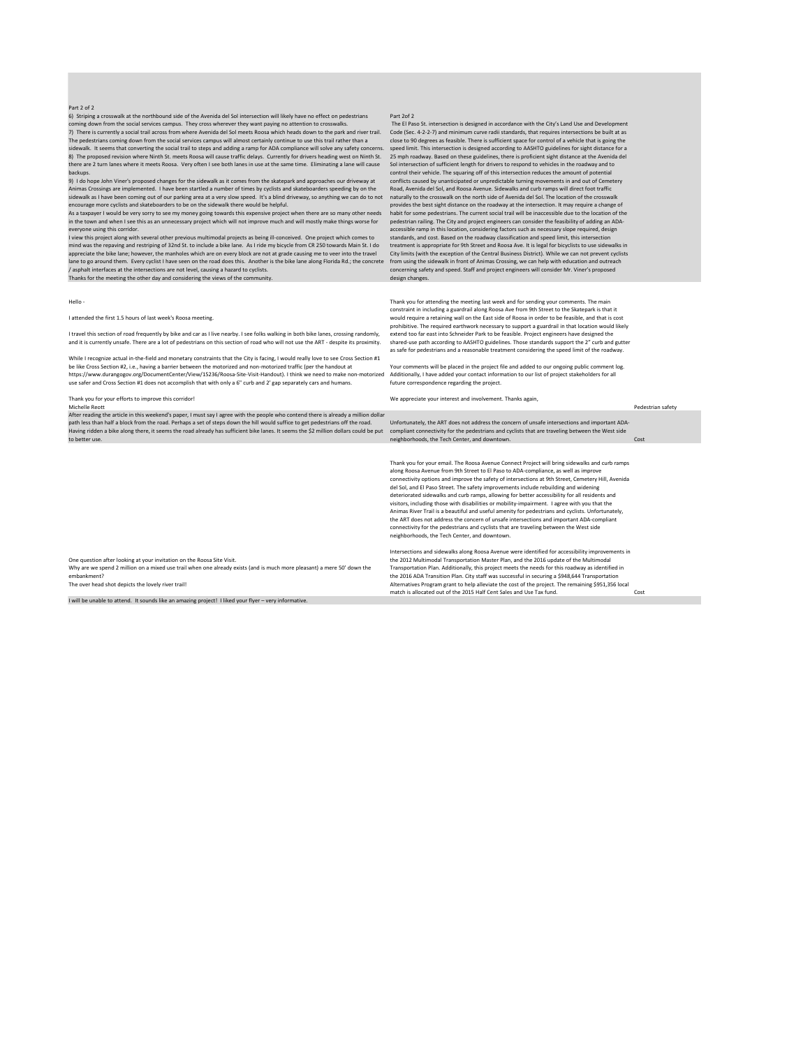| | | |
|---|---|---|
| Part 2 of 2<br>6) Striping a crosswalk at the northbound side of the Avenida del Sol intersection will likely have no effect on pedestrians coming down from the social services campus. They cross wherever they want paying no attention to crosswalks.<br>7) There is currently a social trail across from where Avenida del Sol meets Roosa which heads down to the park and river trail. The pedestrians coming down from the social services campus will almost certainly continue to use this trail rather than a sidewalk. It seems that converting the social trail to steps and adding a ramp for ADA compliance will solve any safety concerns.<br>8) The proposed revision where Ninth St. meets Roosa will cause traffic delays. Currently for drivers heading west on Ninth St. there are 2 turn lanes where it meets Roosa. Very often I see both lanes in use at the same time. Eliminating a lane will cause backups.<br>9) I do hope John Viner's proposed changes for the sidewalk as it comes from the skatepark and approaches our driveway at Animas Crossings are implemented. I have been startled a number of times by cyclists and skateboarders speeding by on the sidewalk as I have been coming out of our parking area at a very slow speed. It's a blind driveway, so anything we can do to not encourage more cyclists and skateboarders to be on the sidewalk there would be helpful.<br>As a taxpayer I would be very sorry to see my money going towards this expensive project when there are so many other needs in the town and when I see this as an unnecessary project which will not improve much and will mostly make things worse for everyone using this corridor.<br>I view this project along with several other previous multimodal projects as being ill-conceived. One project which comes to mind was the repaving and restriping of 32nd St. to include a bike lane. As I ride my bicycle from CR 250 towards Main St. I do appreciate the bike lane; however, the manholes which are on every block are not at grade causing me to veer into the travel lane to go around them. Every cyclist I have seen on the road does this. Another is the bike lane along Florida Rd.; the concrete / asphalt interfaces at the intersections are not level, causing a hazard to cyclists.<br>Thanks for the meeting the other day and considering the views of the community. | Part 2of 2<br>The El Paso St. intersection is designed in accordance with the City's Land Use and Development Code (Sec. 4-2-2-7) and minimum curve radii standards, that requires intersections be built at as close to 90 degrees as feasible. There is sufficient space for control of a vehicle that is going the speed limit. This intersection is designed according to AASHTO guidelines for sight distance for a 25 mph roadway. Based on these guidelines, there is proficient sight distance at the Avenida del Sol intersection of sufficient length for drivers to respond to vehicles in the roadway and to control their vehicle. The squaring off of this intersection reduces the amount of potential conflicts caused by unanticipated or unpredictable turning movements in and out of Cemetery Road, Avenida del Sol, and Roosa Avenue. Sidewalks and curb ramps will direct foot traffic naturally to the crosswalk on the north side of Avenida del Sol. The location of the crosswalk provides the best sight distance on the roadway at the intersection. It may require a change of habit for some pedestrians. The current social trail will be inaccessible due to the location of the pedestrian railing. The City and project engineers can consider the feasibility of adding an ADA-accessible ramp in this location, considering factors such as necessary slope required, design standards, and cost. Based on the roadway classification and speed limit, this intersection treatment is appropriate for 9th Street and Roosa Ave. It is legal for bicyclists to use sidewalks in City limits (with the exception of the Central Business District). While we can not prevent cyclists from using the sidewalk in front of Animas Crossing, we can help with education and outreach concerning safety and speed. Staff and project engineers will consider Mr. Viner's proposed design changes. | |
| Hello -<br><br>I attended the first 1.5 hours of last week's Roosa meeting.<br><br>I travel this section of road frequently by bike and car as I live nearby. I see folks walking in both bike lanes, crossing randomly, and it is currently unsafe. There are a lot of pedestrians on this section of road who will not use the ART - despite its proximity.<br><br>While I recognize actual in-the-field and monetary constraints that the City is facing, I would really love to see Cross Section #1 be like Cross Section #2, i.e., having a barrier between the motorized and non-motorized traffic (per the handout at https://www.durangogov.org/DocumentCenter/View/15236/Roosa-Site-Visit-Handout). I think we need to make non-motorized use safer and Cross Section #1 does not accomplish that with only a 6" curb and 2' gap separately cars and humans.<br><br>Thank you for your efforts to improve this corridor!<br>Michelle Reott | Thank you for attending the meeting last week and for sending your comments. The main constraint in including a guardrail along Roosa Ave from 9th Street to the Skatepark is that it would require a retaining wall on the East side of Roosa in order to be feasible, and that is cost prohibitive. The required earthwork necessary to support a guardrail in that location would likely extend too far east into Schneider Park to be feasible. Project engineers have designed the shared-use path according to AASHTO guidelines. Those standards support the 2" curb and gutter as safe for pedestrians and a reasonable treatment considering the speed limit of the roadway.<br><br>Your comments will be placed in the project file and added to our ongoing public comment log. Additionally, I have added your contact information to our list of project stakeholders for all future correspondence regarding the project.<br><br>We appreciate your interest and involvement. Thanks again, | Pedestrian safety |
| After reading the article in this weekend's paper, I must say I agree with the people who contend there is already a million dollar path less than half a block from the road. Perhaps a set of steps down the hill would suffice to get pedestrians off the road. Having ridden a bike along there, it seems the road already has sufficient bike lanes. It seems the $2 million dollars could be put to better use. | Unfortunately, the ART does not address the concern of unsafe intersections and important ADA-compliant connectivity for the pedestrians and cyclists that are traveling between the West side neighborhoods, the Tech Center, and downtown. | Cost |
| One question after looking at your invitation on the Roosa Site Visit.<br>Why are we spend 2 million on a mixed use trail when one already exists (and is much more pleasant) a mere 50' down the embankment?<br>The over head shot depicts the lovely river trail! | Thank you for your email. The Roosa Avenue Connect Project will bring sidewalks and curb ramps along Roosa Avenue from 9th Street to El Paso to ADA-compliance, as well as improve connectivity options and improve the safety of intersections at 9th Street, Cemetery Hill, Avenida del Sol, and El Paso Street. The safety improvements include rebuilding and widening deteriorated sidewalks and curb ramps, allowing for better accessibility for all residents and visitors, including those with disabilities or mobility-impairment. I agree with you that the Animas River Trail is a beautiful and useful amenity for pedestrians and cyclists. Unfortunately, the ART does not address the concern of unsafe intersections and important ADA-compliant connectivity for the pedestrians and cyclists that are traveling between the West side neighborhoods, the Tech Center, and downtown.<br><br>Intersections and sidewalks along Roosa Avenue were identified for accessibility improvements in the 2012 Multimodal Transportation Master Plan, and the 2016 update of the Multimodal Transportation Plan. Additionally, this project meets the needs for this roadway as identified in the 2016 ADA Transition Plan. City staff was successful in securing a $948,644 Transportation Alternatives Program grant to help alleviate the cost of the project. The remaining $951,356 local match is allocated out of the 2015 Half Cent Sales and Use Tax fund. | Cost |
| I will be unable to attend. It sounds like an amazing project! I liked your flyer – very informative. | | |